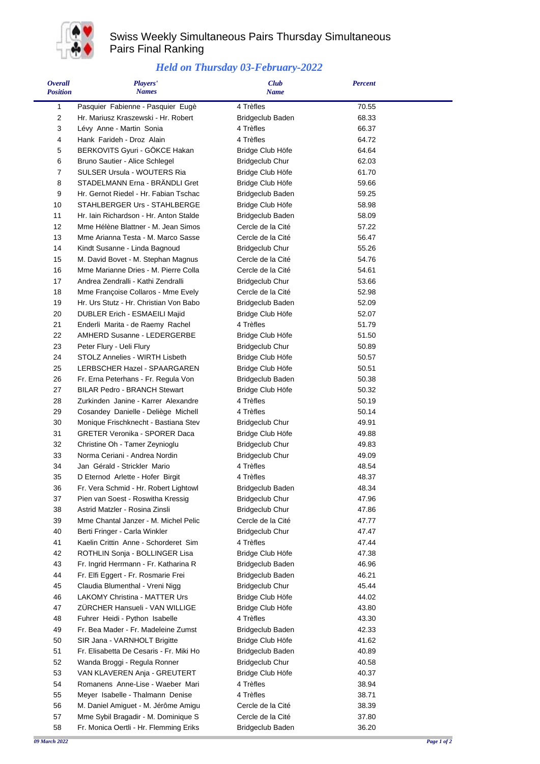# Swiss Weekly Simultaneous Pairs Thursday Simultaneous Pairs Final Ranking

## *Held on Thursday 03-February-2022*

| Overall Position | Players' Names | Club Name | Percent |
|---|---|---|---|
| 1 | Pasquier Fabienne - Pasquier Eugè | 4 Trèfles | 70.55 |
| 2 | Hr. Mariusz Kraszewski - Hr. Robert | Bridgeclub Baden | 68.33 |
| 3 | Lévy Anne - Martin Sonia | 4 Trèfles | 66.37 |
| 4 | Hank Farideh - Droz Alain | 4 Trèfles | 64.72 |
| 5 | BERKOVITS Gyuri - GÖKCE Hakan | Bridge Club Höfe | 64.64 |
| 6 | Bruno Sautier - Alice Schlegel | Bridgeclub Chur | 62.03 |
| 7 | SULSER Ursula - WOUTERS Ria | Bridge Club Höfe | 61.70 |
| 8 | STADELMANN Erna - BRÄNDLI Gret | Bridge Club Höfe | 59.66 |
| 9 | Hr. Gernot Riedel - Hr. Fabian Tschac | Bridgeclub Baden | 59.25 |
| 10 | STAHLBERGER Urs - STAHLBERGE | Bridge Club Höfe | 58.98 |
| 11 | Hr. Iain Richardson - Hr. Anton Stalde | Bridgeclub Baden | 58.09 |
| 12 | Mme Hélène Blattner - M. Jean Simos | Cercle de la Cité | 57.22 |
| 13 | Mme Arianna Testa - M. Marco Sasse | Cercle de la Cité | 56.47 |
| 14 | Kindt Susanne - Linda Bagnoud | Bridgeclub Chur | 55.26 |
| 15 | M. David Bovet - M. Stephan Magnus | Cercle de la Cité | 54.76 |
| 16 | Mme Marianne Dries - M. Pierre Colla | Cercle de la Cité | 54.61 |
| 17 | Andrea Zendralli - Kathi Zendralli | Bridgeclub Chur | 53.66 |
| 18 | Mme Françoise Collaros - Mme Evely | Cercle de la Cité | 52.98 |
| 19 | Hr. Urs Stutz - Hr. Christian Von Babo | Bridgeclub Baden | 52.09 |
| 20 | DUBLER Erich - ESMAEILI Majid | Bridge Club Höfe | 52.07 |
| 21 | Enderli Marita - de Raemy Rachel | 4 Trèfles | 51.79 |
| 22 | AMHERD Susanne - LEDERGERBE | Bridge Club Höfe | 51.50 |
| 23 | Peter Flury - Ueli Flury | Bridgeclub Chur | 50.89 |
| 24 | STOLZ Annelies - WIRTH Lisbeth | Bridge Club Höfe | 50.57 |
| 25 | LERBSCHER Hazel - SPAARGAREN | Bridge Club Höfe | 50.51 |
| 26 | Fr. Erna Peterhans - Fr. Regula Von | Bridgeclub Baden | 50.38 |
| 27 | BILAR Pedro - BRANCH Stewart | Bridge Club Höfe | 50.32 |
| 28 | Zurkinden Janine - Karrer Alexandre | 4 Trèfles | 50.19 |
| 29 | Cosandey Danielle - Deliège Michell | 4 Trèfles | 50.14 |
| 30 | Monique Frischknecht - Bastiana Stev | Bridgeclub Chur | 49.91 |
| 31 | GRETER Veronika - SPORER Daca | Bridge Club Höfe | 49.88 |
| 32 | Christine Oh - Tamer Zeynioglu | Bridgeclub Chur | 49.83 |
| 33 | Norma Ceriani - Andrea Nordin | Bridgeclub Chur | 49.09 |
| 34 | Jan Gérald - Strickler Mario | 4 Trèfles | 48.54 |
| 35 | D Eternod Arlette - Hofer Birgit | 4 Trèfles | 48.37 |
| 36 | Fr. Vera Schmid - Hr. Robert Lightowl | Bridgeclub Baden | 48.34 |
| 37 | Pien van Soest - Roswitha Kressig | Bridgeclub Chur | 47.96 |
| 38 | Astrid Matzler - Rosina Zinsli | Bridgeclub Chur | 47.86 |
| 39 | Mme Chantal Janzer - M. Michel Pelic | Cercle de la Cité | 47.77 |
| 40 | Berti Fringer - Carla Winkler | Bridgeclub Chur | 47.47 |
| 41 | Kaelin Crittin Anne - Schorderet Sim | 4 Trèfles | 47.44 |
| 42 | ROTHLIN Sonja - BOLLINGER Lisa | Bridge Club Höfe | 47.38 |
| 43 | Fr. Ingrid Herrmann - Fr. Katharina R | Bridgeclub Baden | 46.96 |
| 44 | Fr. Elfi Eggert - Fr. Rosmarie Frei | Bridgeclub Baden | 46.21 |
| 45 | Claudia Blumenthal - Vreni Nigg | Bridgeclub Chur | 45.44 |
| 46 | LAKOMY Christina - MATTER Urs | Bridge Club Höfe | 44.02 |
| 47 | ZÜRCHER Hansueli - VAN WILLIGE | Bridge Club Höfe | 43.80 |
| 48 | Fuhrer Heidi - Python Isabelle | 4 Trèfles | 43.30 |
| 49 | Fr. Bea Mader - Fr. Madeleine Zumst | Bridgeclub Baden | 42.33 |
| 50 | SIR Jana - VARNHOLT Brigitte | Bridge Club Höfe | 41.62 |
| 51 | Fr. Elisabetta De Cesaris - Fr. Miki Ho | Bridgeclub Baden | 40.89 |
| 52 | Wanda Broggi - Regula Ronner | Bridgeclub Chur | 40.58 |
| 53 | VAN KLAVEREN Anja - GREUTERT | Bridge Club Höfe | 40.37 |
| 54 | Romanens Anne-Lise - Waeber Mari | 4 Trèfles | 38.94 |
| 55 | Meyer Isabelle - Thalmann Denise | 4 Trèfles | 38.71 |
| 56 | M. Daniel Amiguet - M. Jérôme Amigu | Cercle de la Cité | 38.39 |
| 57 | Mme Sybil Bragadir - M. Dominique S | Cercle de la Cité | 37.80 |
| 58 | Fr. Monica Oertli - Hr. Flemming Eriks | Bridgeclub Baden | 36.20 |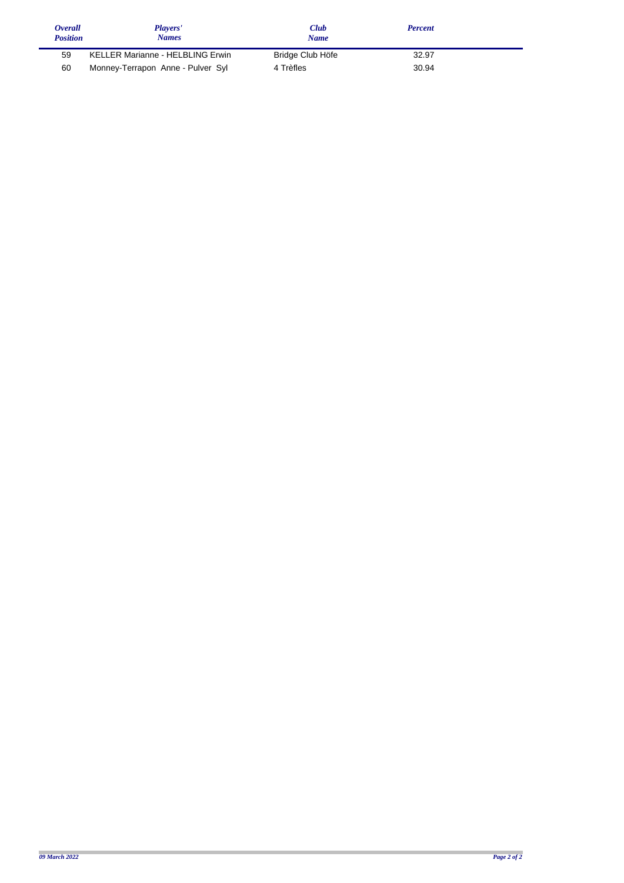| *Overall Position* | *Players' Names* | *Club Name* | *Percent* |
|---|---|---|---|
| 59 | KELLER Marianne - HELBLING Erwin | Bridge Club Höfe | 32.97 |
| 60 | Monney-Terrapon Anne - Pulver Syl | 4 Trèfles | 30.94 |

*09 March 2022*